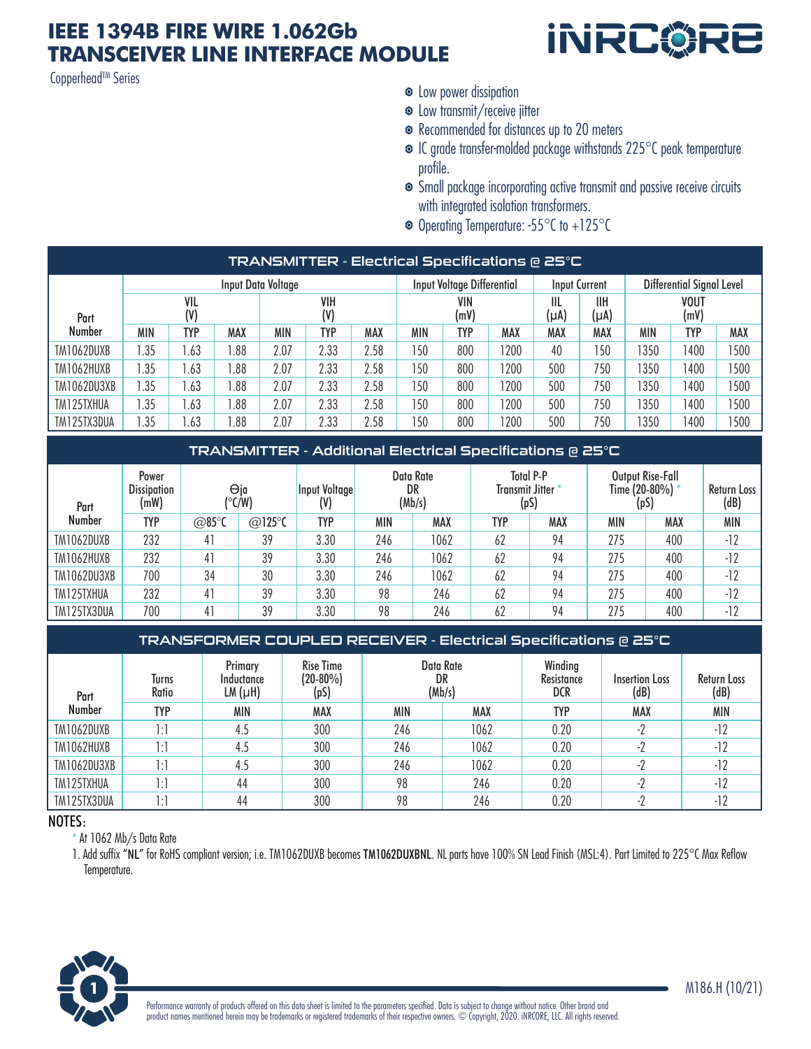# IEEE 1394B FIRE WIRE 1.062Gb TRANSCEIVER LINE INTERFACE MODULE

Copperhead™ Series

- Low power dissipation
- Low transmit/receive jitter
- Recommended for distances up to 20 meters
- IC grade transfer-molded package withstands 225°C peak temperature profile.
- Small package incorporating active transmit and passive receive circuits with integrated isolation transformers.
- Operating Temperature: -55°C to +125°C

## TRANSMITTER - Electrical Specifications @ 25°C

| Part Number | Input Data Voltage | | | | | | Input Voltage Differential | | | Input Current | | Differential Signal Level | | |
|---|---|---|---|---|---|---|---|---|---|---|---|---|---|---|
| | VIL (V) | | | VIH (V) | | | VIN (mV) | | | IIL (μA) | IIH (μA) | VOUT (mV) | | |
| | MIN | TYP | MAX | MIN | TYP | MAX | MIN | TYP | MAX | MAX | MAX | MIN | TYP | MAX |
| TM1062DUXB | 1.35 | 1.63 | 1.88 | 2.07 | 2.33 | 2.58 | 150 | 800 | 1200 | 40 | 150 | 1350 | 1400 | 1500 |
| TM1062HUXB | 1.35 | 1.63 | 1.88 | 2.07 | 2.33 | 2.58 | 150 | 800 | 1200 | 500 | 750 | 1350 | 1400 | 1500 |
| TM1062DU3XB | 1.35 | 1.63 | 1.88 | 2.07 | 2.33 | 2.58 | 150 | 800 | 1200 | 500 | 750 | 1350 | 1400 | 1500 |
| TM125TXHUA | 1.35 | 1.63 | 1.88 | 2.07 | 2.33 | 2.58 | 150 | 800 | 1200 | 500 | 750 | 1350 | 1400 | 1500 |
| TM125TX3DUA | 1.35 | 1.63 | 1.88 | 2.07 | 2.33 | 2.58 | 150 | 800 | 1200 | 500 | 750 | 1350 | 1400 | 1500 |

## TRANSMITTER - Additional Electrical Specifications @ 25°C

| Part Number | Power Dissipation (mW) | Θja (°C/W) | | Input Voltage (V) | Data Rate DR (Mb/s) | | Total P-P Transmit Jitter * (pS) | | Output Rise-Fall Time (20-80%) * (pS) | | Return Loss (dB) |
|---|---|---|---|---|---|---|---|---|---|---|---|
| | TYP | @85°C | @125°C | TYP | MIN | MAX | TYP | MAX | MIN | MAX | MIN |
| TM1062DUXB | 232 | 41 | 39 | 3.30 | 246 | 1062 | 62 | 94 | 275 | 400 | -12 |
| TM1062HUXB | 232 | 41 | 39 | 3.30 | 246 | 1062 | 62 | 94 | 275 | 400 | -12 |
| TM1062DU3XB | 700 | 34 | 30 | 3.30 | 246 | 1062 | 62 | 94 | 275 | 400 | -12 |
| TM125TXHUA | 232 | 41 | 39 | 3.30 | 98 | 246 | 62 | 94 | 275 | 400 | -12 |
| TM125TX3DUA | 700 | 41 | 39 | 3.30 | 98 | 246 | 62 | 94 | 275 | 400 | -12 |

## TRANSFORMER COUPLED RECEIVER - Electrical Specifications @ 25°C

| Part Number | Turns Ratio | Primary Inductance LM (μH) | Rise Time (20-80%) (pS) | Data Rate DR (Mb/s) | | Winding Resistance DCR | Insertion Loss (dB) | Return Loss (dB) |
|---|---|---|---|---|---|---|---|---|
| | TYP | MIN | MAX | MIN | MAX | TYP | MAX | MIN |
| TM1062DUXB | 1:1 | 4.5 | 300 | 246 | 1062 | 0.20 | -2 | -12 |
| TM1062HUXB | 1:1 | 4.5 | 300 | 246 | 1062 | 0.20 | -2 | -12 |
| TM1062DU3XB | 1:1 | 4.5 | 300 | 246 | 1062 | 0.20 | -2 | -12 |
| TM125TXHUA | 1:1 | 44 | 300 | 98 | 246 | 0.20 | -2 | -12 |
| TM125TX3DUA | 1:1 | 44 | 300 | 98 | 246 | 0.20 | -2 | -12 |

NOTES:

\* At 1062 Mb/s Data Rate

1. Add suffix "NL" for RoHS compliant version; i.e. TM1062DUXB becomes **TM1062DUXBNL**. NL parts have 100% SN Lead Finish (MSL:4). Part Limited to 225°C Max Reflow Temperature.

Performance warranty of products offered on this data sheet is limited to the parameters specified. Data is subject to change without notice. Other brand and product names mentioned herein may be trademarks or registered trademarks of their respective owners. © Copyright, 2020. iNRCORE, LLC. All rights reserved.

M186.H (10/21)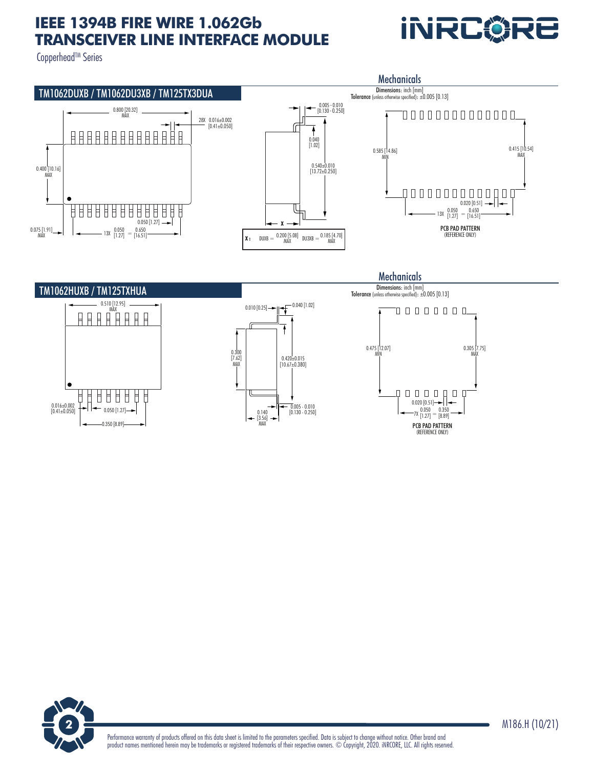# IEEE 1394B FIRE WIRE 1.062Gb TRANSCEIVER LINE INTERFACE MODULE

Copperhead™ Series

## Mechanicals

Dimensions: inch [mm]
Tolerance (unless otherwise specified): ±0.005 [0.13]

### TM1062DUXB / TM1062DU3XB / TM125TX3DUA

0.800 [20.32] MAX

28X 0.016±0.002 [0.41±0.050]

0.400 [10.16] MAX

0.050 [1.27]

0.075 [1.91] MAX

13X 0.050 [1.27] = 0.650 [16.51]

0.005 - 0.010 [0.130 - 0.250]

0.040 [1.02]

0.540±0.010 [13.72±0.250]

X

X : DUXB = 0.200 [5.08] MAX DU3XB = 0.185 [4.70] MAX

0.585 [14.86] MIN

0.415 [10.54] MAX

0.020 [0.51]

13X 0.050 [1.27] = 0.650 [16.51]

PCB PAD PATTERN (REFERENCE ONLY)

## Mechanicals

Dimensions: inch [mm]
Tolerance (unless otherwise specified): ±0.005 [0.13]

### TM1062HUXB / TM125TXHUA

0.510 [12.95] MAX

0.016±0.002 [0.41±0.050]

0.050 [1.27]

0.350 [8.89]

0.010 [0.25]

0.040 [1.02]

0.300 [7.62] MAX

0.420±0.015 [10.67±0.380]

0.140 [3.56] MAX

0.005 - 0.010 [0.130 - 0.250]

0.475 [12.07] MIN

0.305 [7.75] MAX

0.020 [0.51]

7X 0.050 [1.27] = 0.350 [8.89]

PCB PAD PATTERN (REFERENCE ONLY)

M186.H (10/21)

Performance warranty of products offered on this data sheet is limited to the parameters specified. Data is subject to change without notice. Other brand and product names mentioned herein may be trademarks or registered trademarks of their respective owners. © Copyright, 2020. iNRCORE, LLC. All rights reserved.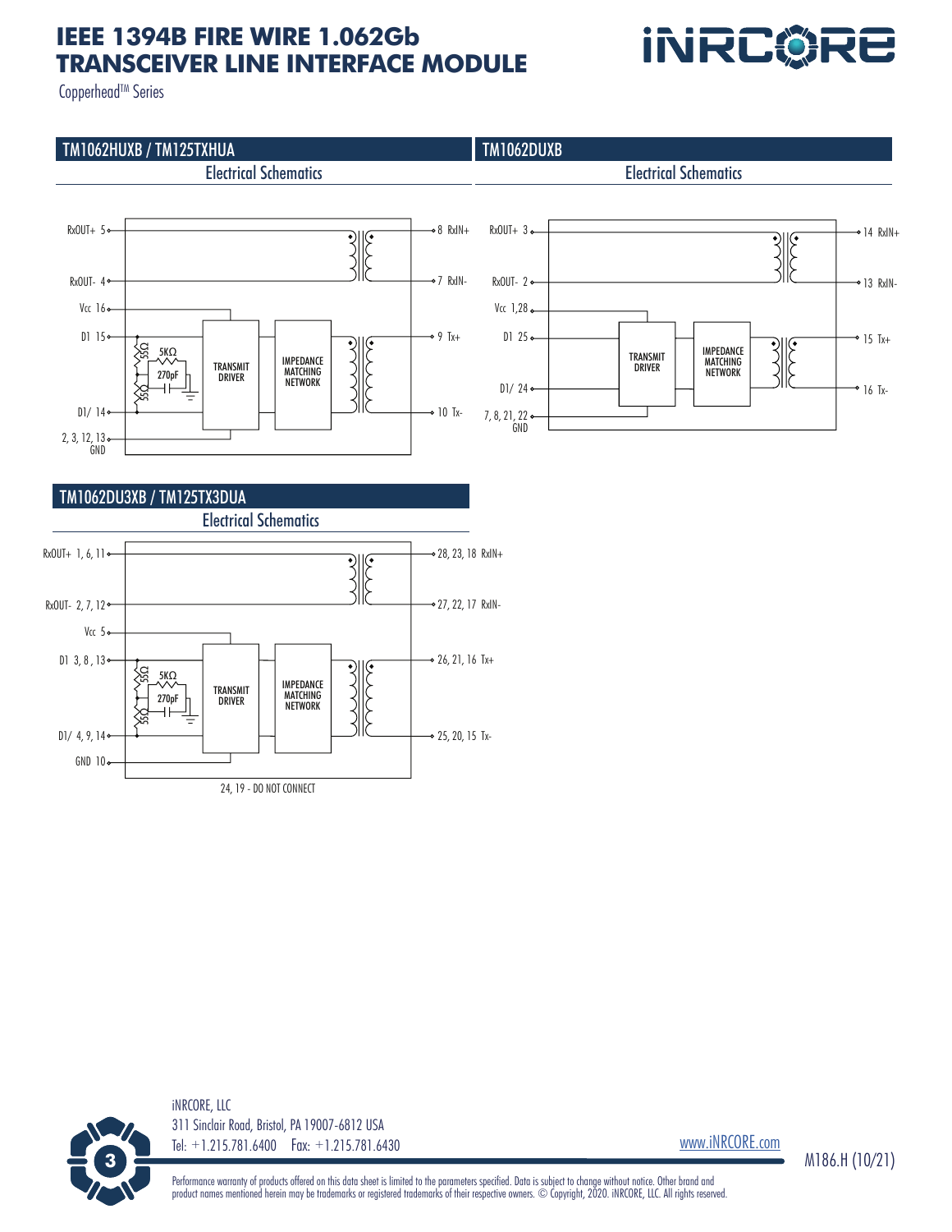# IEEE 1394B FIRE WIRE 1.062Gb TRANSCEIVER LINE INTERFACE MODULE

Copperhead™ Series

## TM1062HUXB / TM125TXHUA

Electrical Schematics

RxOUT+ 5
RxOUT- 4
Vcc 16
D1 15
D1/ 14
2, 3, 12, 13 GND
8 RxIN+
7 RxIN-
9 Tx+
10 Tx-
55Ω
5KΩ
270pF
55Ω
TRANSMIT DRIVER
IMPEDANCE MATCHING NETWORK

## TM1062DUXB

Electrical Schematics

RxOUT+ 3
RxOUT- 2
Vcc 1,28
D1 25
D1/ 24
7, 8, 21, 22 GND
14 RxIN+
13 RxIN-
15 Tx+
16 Tx-
TRANSMIT DRIVER
IMPEDANCE MATCHING NETWORK

## TM1062DU3XB / TM125TX3DUA

Electrical Schematics

RxOUT+ 1, 6, 11
RxOUT- 2, 7, 12
Vcc 5
D1 3, 8, 13
D1/ 4, 9, 14
GND 10
28, 23, 18 RxIN+
27, 22, 17 RxIN-
26, 21, 16 Tx+
25, 20, 15 Tx-
55Ω
5KΩ
270pF
55Ω
TRANSMIT DRIVER
IMPEDANCE MATCHING NETWORK

24, 19 - DO NOT CONNECT

iNRCORE, LLC
311 Sinclair Road, Bristol, PA 19007-6812 USA
Tel: +1.215.781.6400 Fax: +1.215.781.6430

www.iNRCORE.com

M186.H (10/21)

Performance warranty of products offered on this data sheet is limited to the parameters specified. Data is subject to change without notice. Other brand and product names mentioned herein may be trademarks or registered trademarks of their respective owners. © Copyright, 2020. iNRCORE, LLC. All rights reserved.